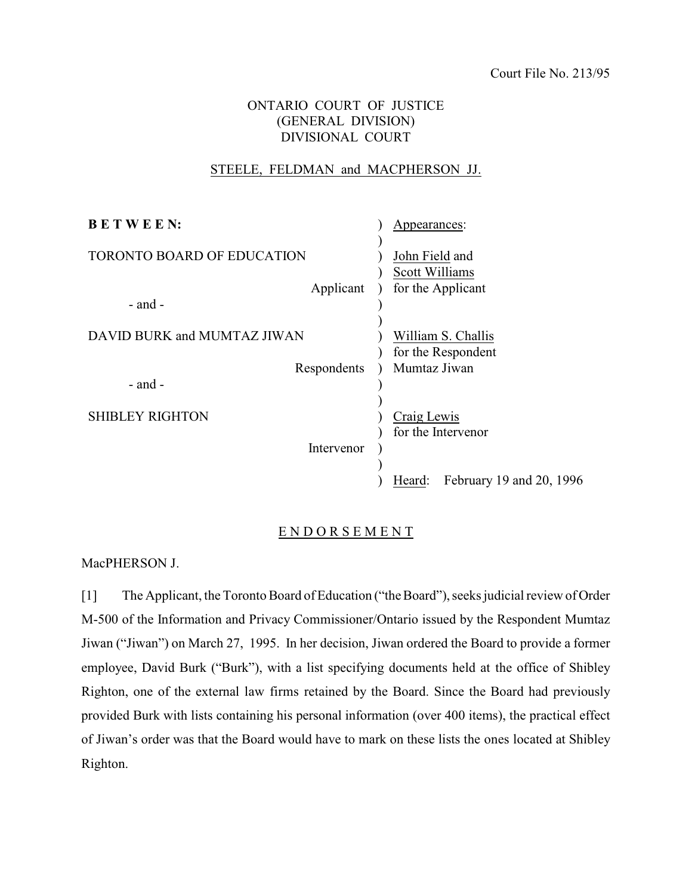Court File No. 213/95

ONTARIO COURT OF JUSTICE
(GENERAL DIVISION)
DIVISIONAL COURT

STEELE, FELDMAN and MACPHERSON JJ.

| | |
|---|---|
| **B E T W E E N:** | Appearances: |
| TORONTO BOARD OF EDUCATION<br>Applicant | John Field and<br>Scott Williams<br>for the Applicant |
| - and - | |
| DAVID BURK and MUMTAZ JIWAN<br>Respondents | William S. Challis<br>for the Respondent<br>Mumtaz Jiwan |
| - and - | |
| SHIBLEY RIGHTON<br>Intervenor | Craig Lewis<br>for the Intervenor |
| | Heard: February 19 and 20, 1996 |

E N D O R S E M E N T

MacPHERSON J.

[1] The Applicant, the Toronto Board of Education ("the Board"), seeks judicial review of Order M-500 of the Information and Privacy Commissioner/Ontario issued by the Respondent Mumtaz Jiwan ("Jiwan") on March 27, 1995. In her decision, Jiwan ordered the Board to provide a former employee, David Burk ("Burk"), with a list specifying documents held at the office of Shibley Righton, one of the external law firms retained by the Board. Since the Board had previously provided Burk with lists containing his personal information (over 400 items), the practical effect of Jiwan's order was that the Board would have to mark on these lists the ones located at Shibley Righton.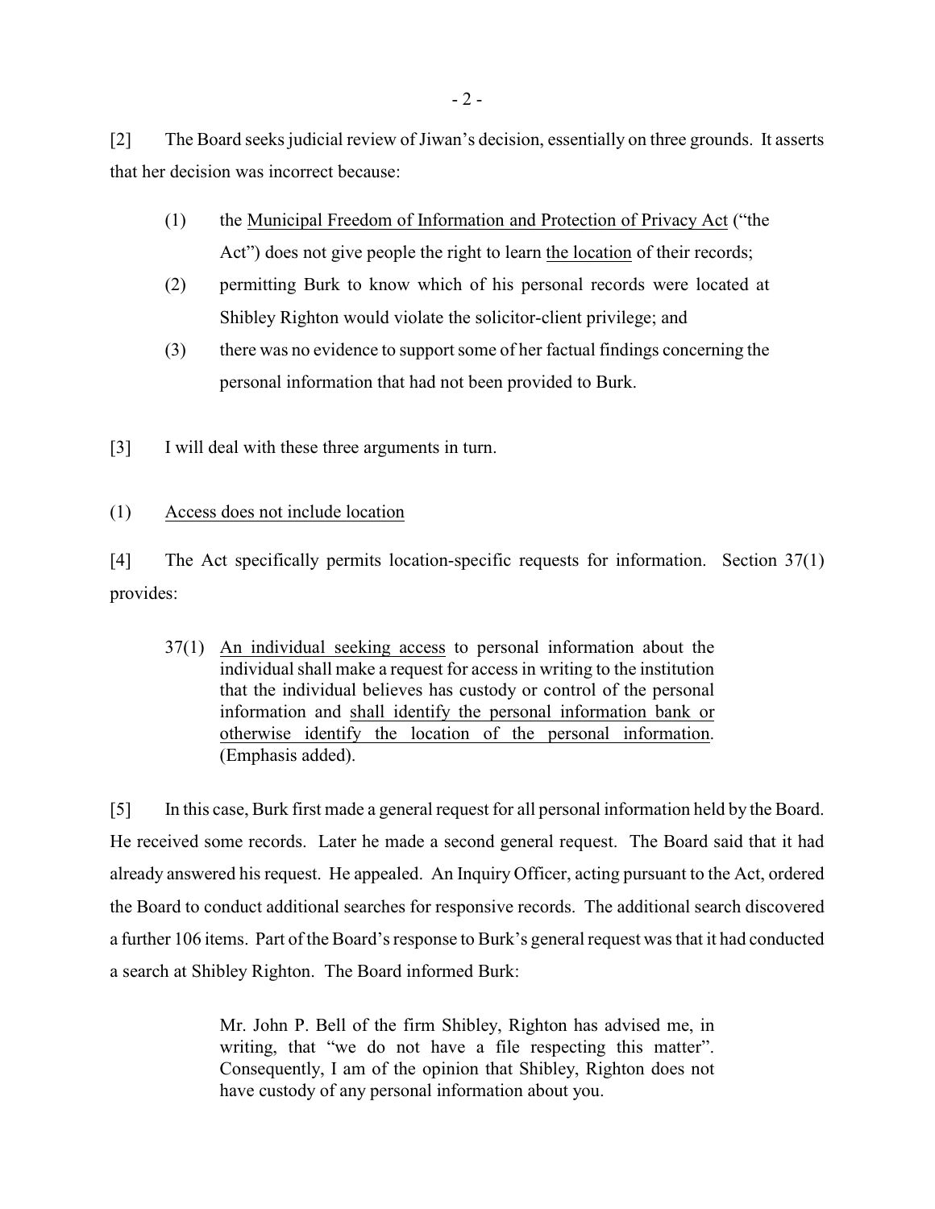[2] The Board seeks judicial review of Jiwan's decision, essentially on three grounds. It asserts that her decision was incorrect because:

1. the <u>Municipal Freedom of Information and Protection of Privacy Act</u> ("the Act") does not give people the right to learn <u>the location</u> of their records;
2. permitting Burk to know which of his personal records were located at Shibley Righton would violate the solicitor-client privilege; and
3. there was no evidence to support some of her factual findings concerning the personal information that had not been provided to Burk.

[3] I will deal with these three arguments in turn.

(1) <u>Access does not include location</u>

[4] The Act specifically permits location-specific requests for information. Section 37(1) provides:

> 37(1) <u>An individual seeking access</u> to personal information about the individual shall make a request for access in writing to the institution that the individual believes has custody or control of the personal information and <u>shall identify the personal information bank or otherwise identify the location of the personal information</u>. (Emphasis added).

[5] In this case, Burk first made a general request for all personal information held by the Board. He received some records. Later he made a second general request. The Board said that it had already answered his request. He appealed. An Inquiry Officer, acting pursuant to the Act, ordered the Board to conduct additional searches for responsive records. The additional search discovered a further 106 items. Part of the Board's response to Burk's general request was that it had conducted a search at Shibley Righton. The Board informed Burk:

> Mr. John P. Bell of the firm Shibley, Righton has advised me, in writing, that "we do not have a file respecting this matter". Consequently, I am of the opinion that Shibley, Righton does not have custody of any personal information about you.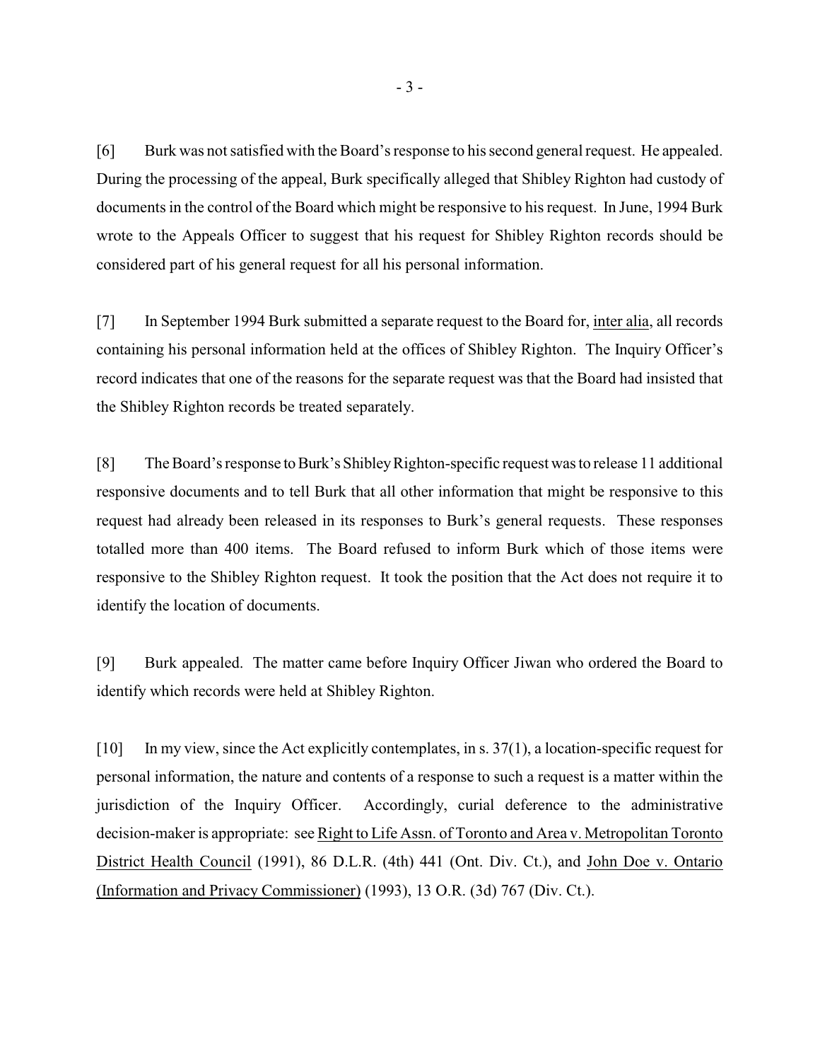[6] Burk was not satisfied with the Board's response to his second general request. He appealed. During the processing of the appeal, Burk specifically alleged that Shibley Righton had custody of documents in the control of the Board which might be responsive to his request. In June, 1994 Burk wrote to the Appeals Officer to suggest that his request for Shibley Righton records should be considered part of his general request for all his personal information.

[7] In September 1994 Burk submitted a separate request to the Board for, inter alia, all records containing his personal information held at the offices of Shibley Righton. The Inquiry Officer's record indicates that one of the reasons for the separate request was that the Board had insisted that the Shibley Righton records be treated separately.

[8] The Board's response to Burk's Shibley Righton-specific request was to release 11 additional responsive documents and to tell Burk that all other information that might be responsive to this request had already been released in its responses to Burk's general requests. These responses totalled more than 400 items. The Board refused to inform Burk which of those items were responsive to the Shibley Righton request. It took the position that the Act does not require it to identify the location of documents.

[9] Burk appealed. The matter came before Inquiry Officer Jiwan who ordered the Board to identify which records were held at Shibley Righton.

[10] In my view, since the Act explicitly contemplates, in s. 37(1), a location-specific request for personal information, the nature and contents of a response to such a request is a matter within the jurisdiction of the Inquiry Officer. Accordingly, curial deference to the administrative decision-maker is appropriate: see Right to Life Assn. of Toronto and Area v. Metropolitan Toronto District Health Council (1991), 86 D.L.R. (4th) 441 (Ont. Div. Ct.), and John Doe v. Ontario (Information and Privacy Commissioner) (1993), 13 O.R. (3d) 767 (Div. Ct.).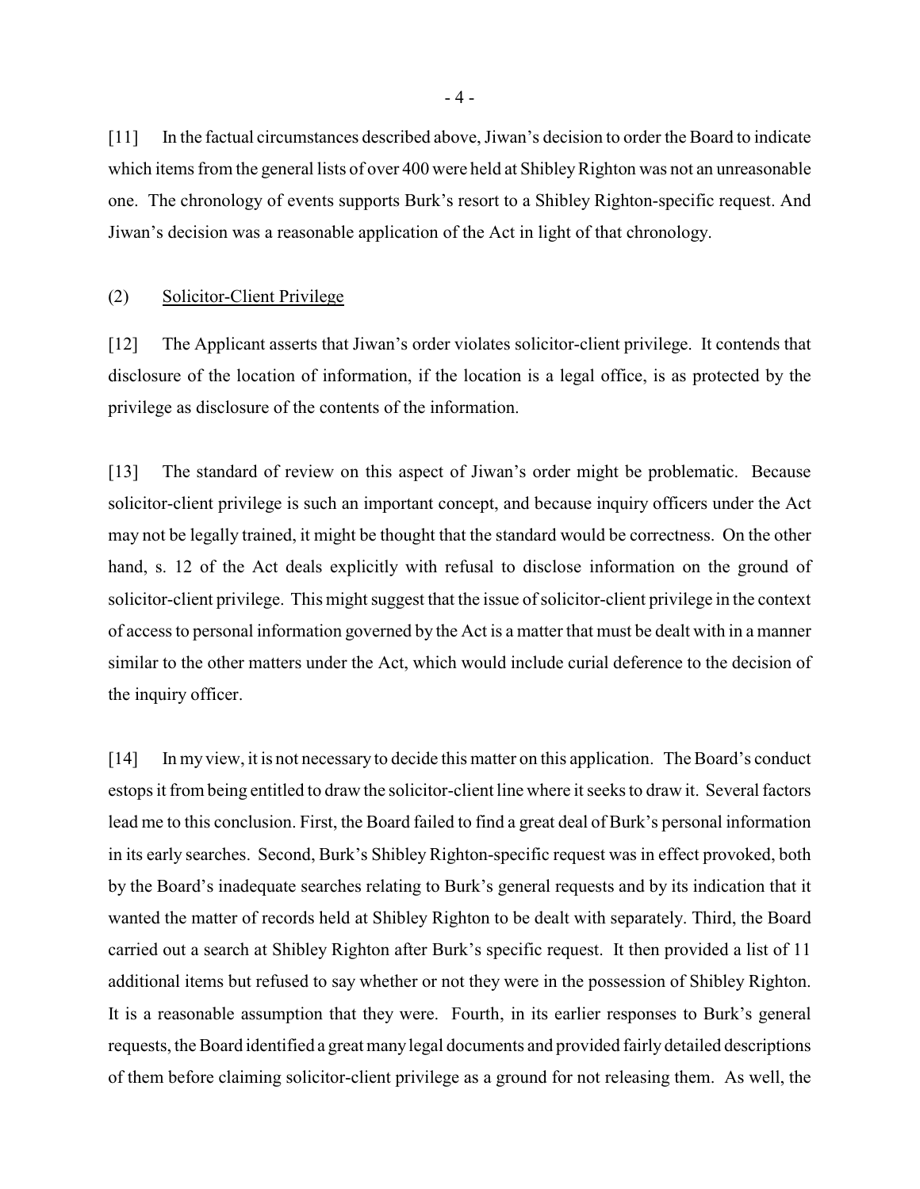[11] In the factual circumstances described above, Jiwan's decision to order the Board to indicate which items from the general lists of over 400 were held at Shibley Righton was not an unreasonable one. The chronology of events supports Burk's resort to a Shibley Righton-specific request. And Jiwan's decision was a reasonable application of the Act in light of that chronology.

### (2) Solicitor-Client Privilege

[12] The Applicant asserts that Jiwan's order violates solicitor-client privilege. It contends that disclosure of the location of information, if the location is a legal office, is as protected by the privilege as disclosure of the contents of the information.

[13] The standard of review on this aspect of Jiwan's order might be problematic. Because solicitor-client privilege is such an important concept, and because inquiry officers under the Act may not be legally trained, it might be thought that the standard would be correctness. On the other hand, s. 12 of the Act deals explicitly with refusal to disclose information on the ground of solicitor-client privilege. This might suggest that the issue of solicitor-client privilege in the context of access to personal information governed by the Act is a matter that must be dealt with in a manner similar to the other matters under the Act, which would include curial deference to the decision of the inquiry officer.

[14] In my view, it is not necessary to decide this matter on this application. The Board's conduct estops it from being entitled to draw the solicitor-client line where it seeks to draw it. Several factors lead me to this conclusion. First, the Board failed to find a great deal of Burk's personal information in its early searches. Second, Burk's Shibley Righton-specific request was in effect provoked, both by the Board's inadequate searches relating to Burk's general requests and by its indication that it wanted the matter of records held at Shibley Righton to be dealt with separately. Third, the Board carried out a search at Shibley Righton after Burk's specific request. It then provided a list of 11 additional items but refused to say whether or not they were in the possession of Shibley Righton. It is a reasonable assumption that they were. Fourth, in its earlier responses to Burk's general requests, the Board identified a great many legal documents and provided fairly detailed descriptions of them before claiming solicitor-client privilege as a ground for not releasing them. As well, the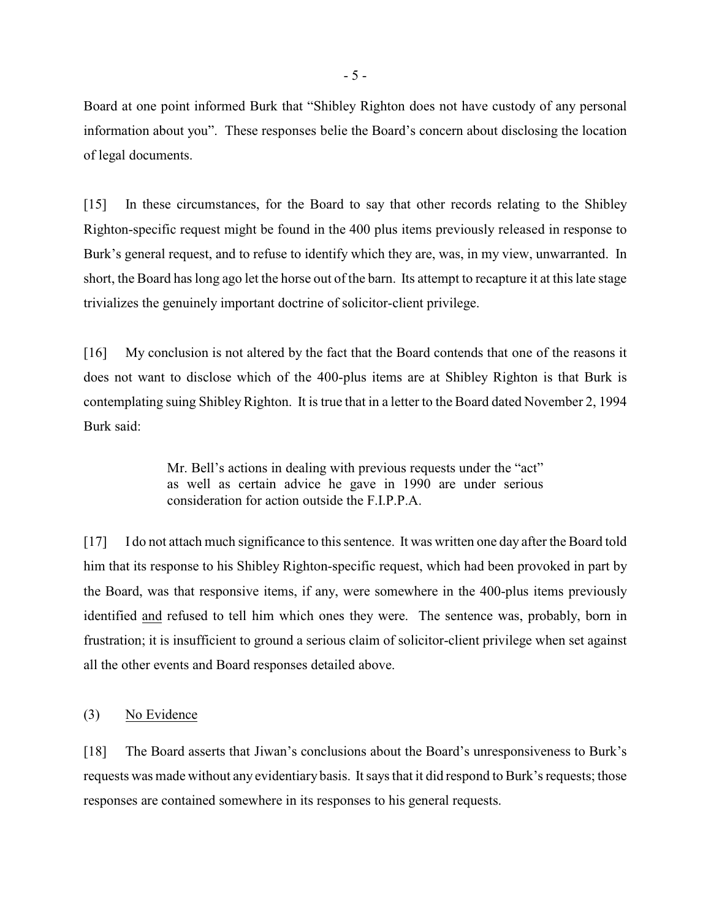Board at one point informed Burk that "Shibley Righton does not have custody of any personal information about you". These responses belie the Board's concern about disclosing the location of legal documents.

[15] In these circumstances, for the Board to say that other records relating to the Shibley Righton-specific request might be found in the 400 plus items previously released in response to Burk's general request, and to refuse to identify which they are, was, in my view, unwarranted. In short, the Board has long ago let the horse out of the barn. Its attempt to recapture it at this late stage trivializes the genuinely important doctrine of solicitor-client privilege.

[16] My conclusion is not altered by the fact that the Board contends that one of the reasons it does not want to disclose which of the 400-plus items are at Shibley Righton is that Burk is contemplating suing Shibley Righton. It is true that in a letter to the Board dated November 2, 1994 Burk said:

> Mr. Bell's actions in dealing with previous requests under the "act" as well as certain advice he gave in 1990 are under serious consideration for action outside the F.I.P.P.A.

[17] I do not attach much significance to this sentence. It was written one day after the Board told him that its response to his Shibley Righton-specific request, which had been provoked in part by the Board, was that responsive items, if any, were somewhere in the 400-plus items previously identified <u>and</u> refused to tell him which ones they were. The sentence was, probably, born in frustration; it is insufficient to ground a serious claim of solicitor-client privilege when set against all the other events and Board responses detailed above.

(3) <u>No Evidence</u>

[18] The Board asserts that Jiwan's conclusions about the Board's unresponsiveness to Burk's requests was made without any evidentiary basis. It says that it did respond to Burk's requests; those responses are contained somewhere in its responses to his general requests.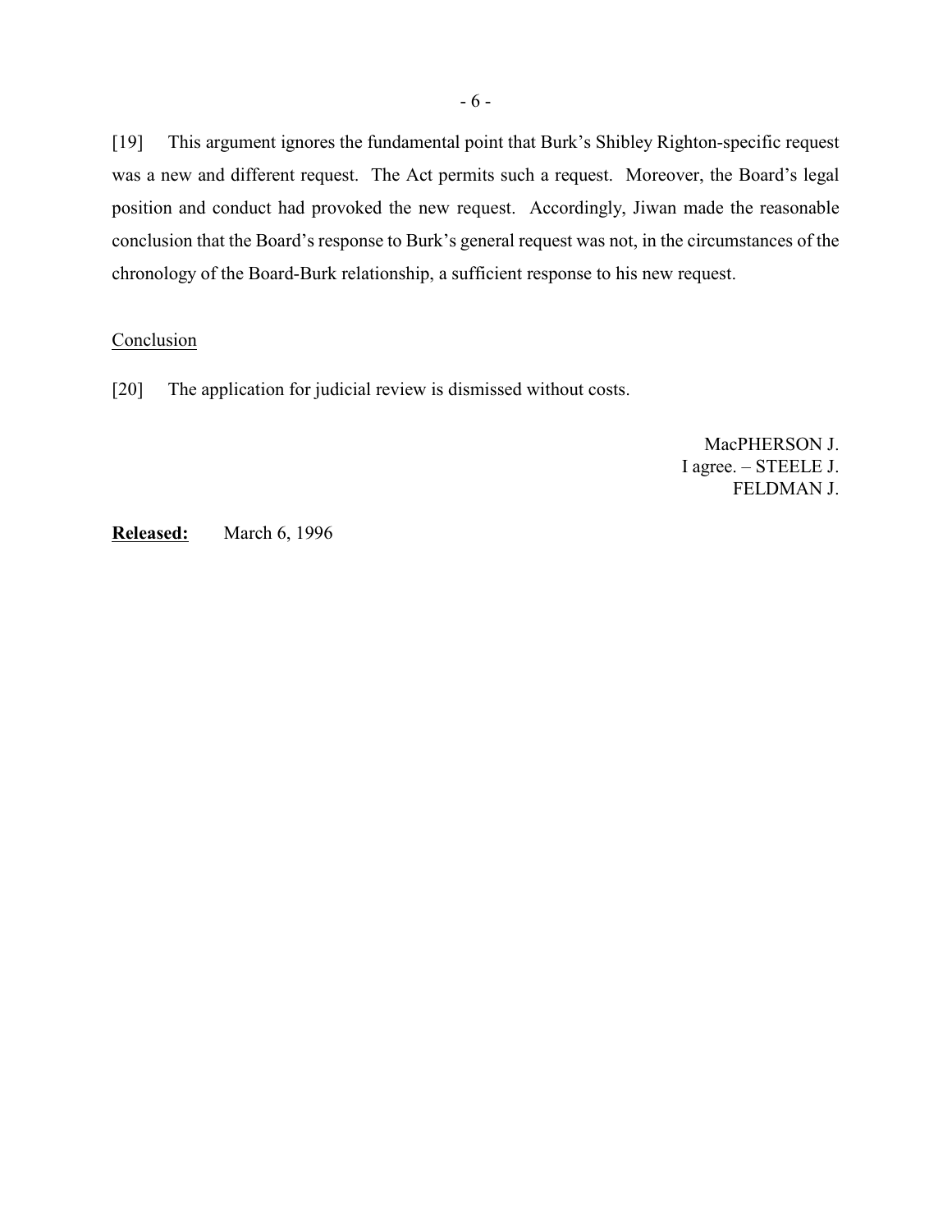[19] This argument ignores the fundamental point that Burk's Shibley Righton-specific request was a new and different request. The Act permits such a request. Moreover, the Board's legal position and conduct had provoked the new request. Accordingly, Jiwan made the reasonable conclusion that the Board's response to Burk's general request was not, in the circumstances of the chronology of the Board-Burk relationship, a sufficient response to his new request.

<u>Conclusion</u>

[20] The application for judicial review is dismissed without costs.

MacPHERSON J.
I agree. – STEELE J.
FELDMAN J.

**Released:** March 6, 1996